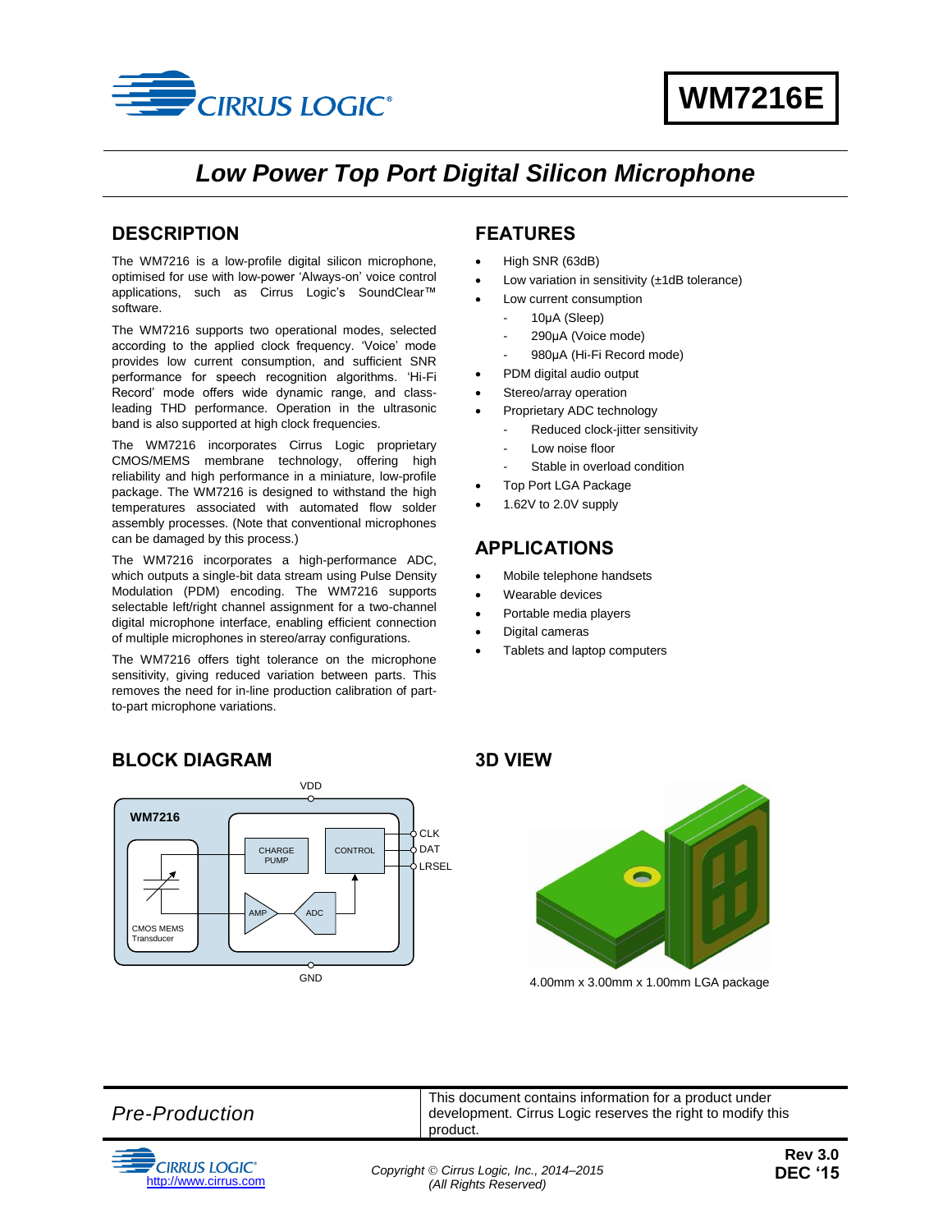# WM7216E

## *Low Power Top Port Digital Silicon Microphone*

## DESCRIPTION

The WM7216 is a low-profile digital silicon microphone, optimised for use with low-power 'Always-on' voice control applications, such as Cirrus Logic's SoundClear™ software.

The WM7216 supports two operational modes, selected according to the applied clock frequency. 'Voice' mode provides low current consumption, and sufficient SNR performance for speech recognition algorithms. 'Hi-Fi Record' mode offers wide dynamic range, and class-leading THD performance. Operation in the ultrasonic band is also supported at high clock frequencies.

The WM7216 incorporates Cirrus Logic proprietary CMOS/MEMS membrane technology, offering high reliability and high performance in a miniature, low-profile package. The WM7216 is designed to withstand the high temperatures associated with automated flow solder assembly processes. (Note that conventional microphones can be damaged by this process.)

The WM7216 incorporates a high-performance ADC, which outputs a single-bit data stream using Pulse Density Modulation (PDM) encoding. The WM7216 supports selectable left/right channel assignment for a two-channel digital microphone interface, enabling efficient connection of multiple microphones in stereo/array configurations.

The WM7216 offers tight tolerance on the microphone sensitivity, giving reduced variation between parts. This removes the need for in-line production calibration of part-to-part microphone variations.

## FEATURES

- High SNR (63dB)
- Low variation in sensitivity (±1dB tolerance)
- Low current consumption
  - 10μA (Sleep)
  - 290μA (Voice mode)
  - 980μA (Hi-Fi Record mode)
- PDM digital audio output
- Stereo/array operation
- Proprietary ADC technology
  - Reduced clock-jitter sensitivity
  - Low noise floor
  - Stable in overload condition
- Top Port LGA Package
- 1.62V to 2.0V supply

## APPLICATIONS

- Mobile telephone handsets
- Wearable devices
- Portable media players
- Digital cameras
- Tablets and laptop computers

## BLOCK DIAGRAM

## 3D VIEW

4.00mm x 3.00mm x 1.00mm LGA package

*Pre-Production*

This document contains information for a product under development. Cirrus Logic reserves the right to modify this product.

http://www.cirrus.com

*Copyright © Cirrus Logic, Inc., 2014–2015 (All Rights Reserved)*

**Rev 3.0**
**DEC '15**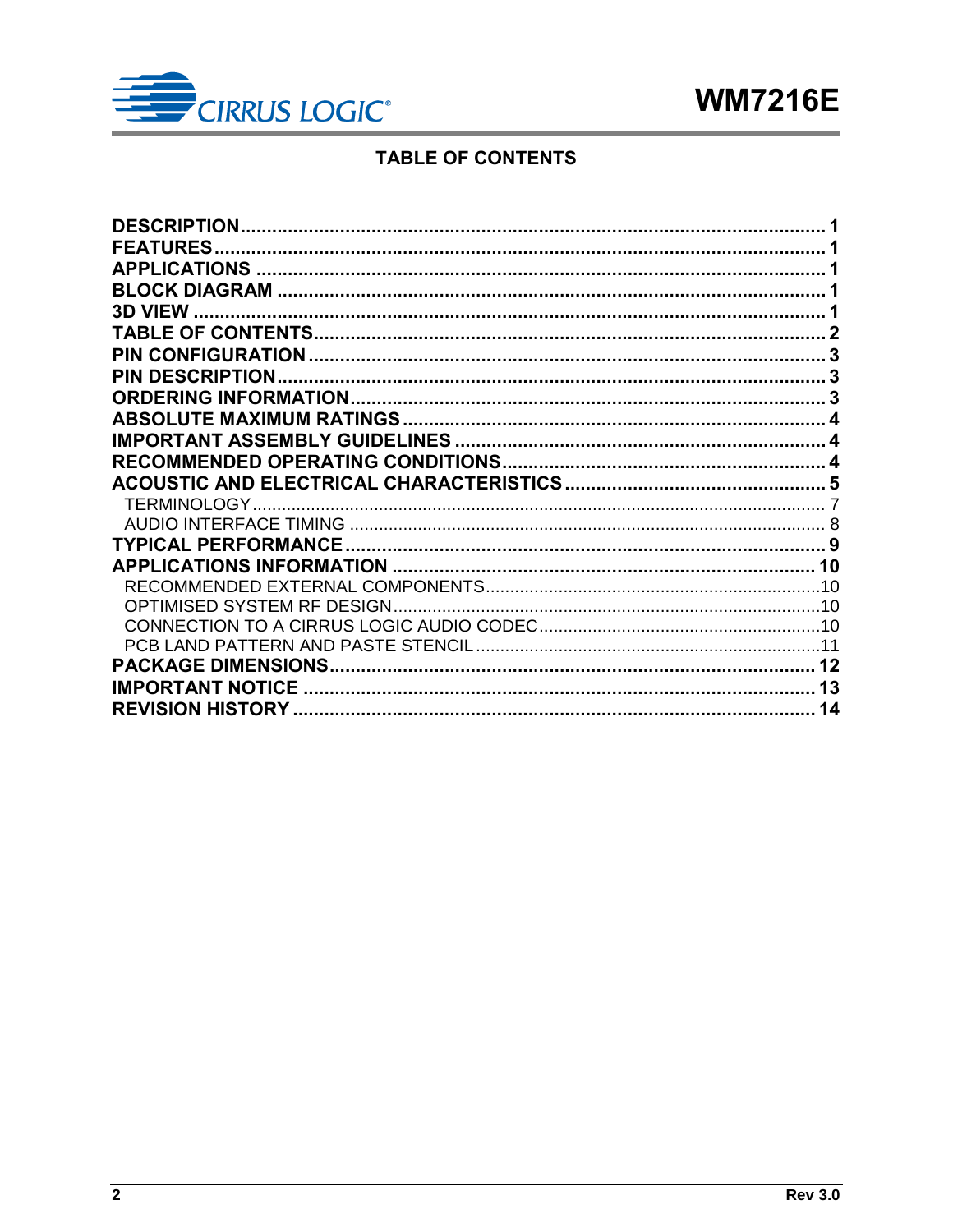## TABLE OF CONTENTS

**DESCRIPTION** ........ 1
**FEATURES** ........ 1
**APPLICATIONS** ........ 1
**BLOCK DIAGRAM** ........ 1
**3D VIEW** ........ 1
**TABLE OF CONTENTS** ........ 2
**PIN CONFIGURATION** ........ 3
**PIN DESCRIPTION** ........ 3
**ORDERING INFORMATION** ........ 3
**ABSOLUTE MAXIMUM RATINGS** ........ 4
**IMPORTANT ASSEMBLY GUIDELINES** ........ 4
**RECOMMENDED OPERATING CONDITIONS** ........ 4
**ACOUSTIC AND ELECTRICAL CHARACTERISTICS** ........ 5
- TERMINOLOGY ........ 7
- AUDIO INTERFACE TIMING ........ 8

**TYPICAL PERFORMANCE** ........ 9
**APPLICATIONS INFORMATION** ........ 10
- RECOMMENDED EXTERNAL COMPONENTS ........ 10
- OPTIMISED SYSTEM RF DESIGN ........ 10
- CONNECTION TO A CIRRUS LOGIC AUDIO CODEC ........ 10
- PCB LAND PATTERN AND PASTE STENCIL ........ 11

**PACKAGE DIMENSIONS** ........ 12
**IMPORTANT NOTICE** ........ 13
**REVISION HISTORY** ........ 14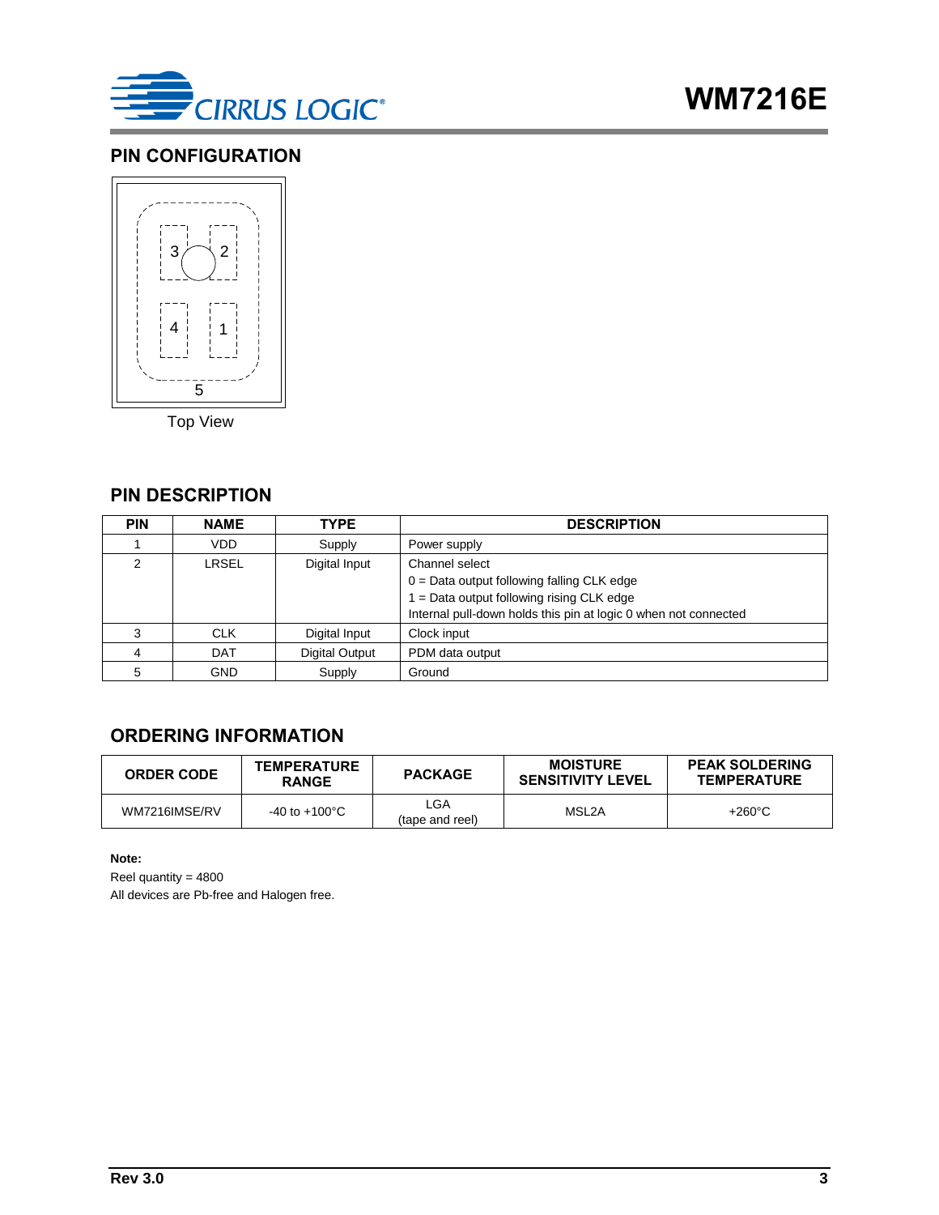## PIN CONFIGURATION

Top View

## PIN DESCRIPTION

| PIN | NAME | TYPE | DESCRIPTION |
|---|---|---|---|
| 1 | VDD | Supply | Power supply |
| 2 | LRSEL | Digital Input | Channel select<br>0 = Data output following falling CLK edge<br>1 = Data output following rising CLK edge<br>Internal pull-down holds this pin at logic 0 when not connected |
| 3 | CLK | Digital Input | Clock input |
| 4 | DAT | Digital Output | PDM data output |
| 5 | GND | Supply | Ground |

## ORDERING INFORMATION

| ORDER CODE | TEMPERATURE RANGE | PACKAGE | MOISTURE SENSITIVITY LEVEL | PEAK SOLDERING TEMPERATURE |
|---|---|---|---|---|
| WM7216IMSE/RV | -40 to +100°C | LGA<br>(tape and reel) | MSL2A | +260°C |

**Note:**

Reel quantity = 4800

All devices are Pb-free and Halogen free.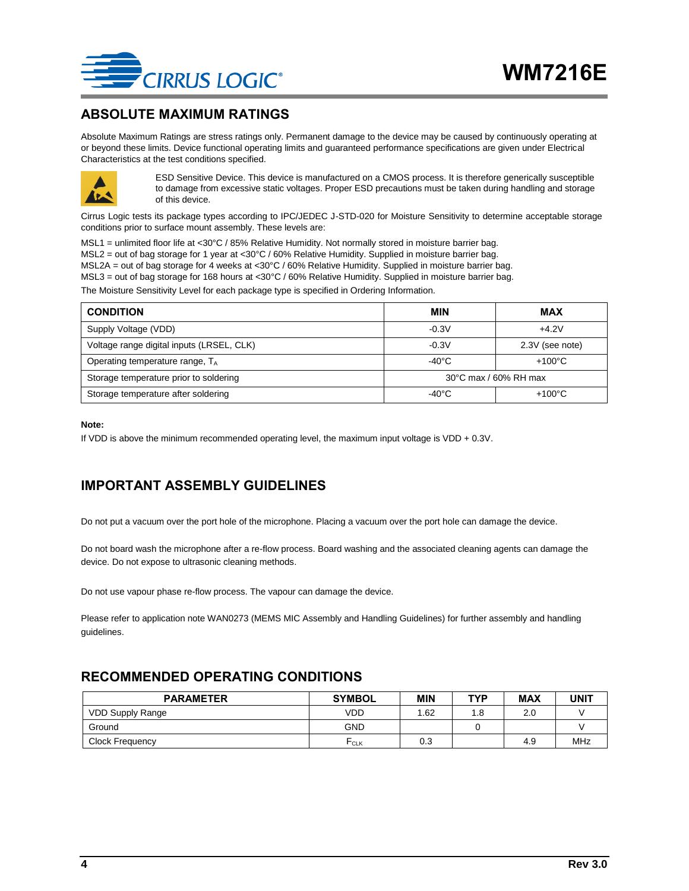## ABSOLUTE MAXIMUM RATINGS

Absolute Maximum Ratings are stress ratings only. Permanent damage to the device may be caused by continuously operating at or beyond these limits. Device functional operating limits and guaranteed performance specifications are given under Electrical Characteristics at the test conditions specified.

ESD Sensitive Device. This device is manufactured on a CMOS process. It is therefore generically susceptible to damage from excessive static voltages. Proper ESD precautions must be taken during handling and storage of this device.

Cirrus Logic tests its package types according to IPC/JEDEC J-STD-020 for Moisture Sensitivity to determine acceptable storage conditions prior to surface mount assembly. These levels are:

MSL1 = unlimited floor life at <30°C / 85% Relative Humidity. Not normally stored in moisture barrier bag.
MSL2 = out of bag storage for 1 year at <30°C / 60% Relative Humidity. Supplied in moisture barrier bag.
MSL2A = out of bag storage for 4 weeks at <30°C / 60% Relative Humidity. Supplied in moisture barrier bag.
MSL3 = out of bag storage for 168 hours at <30°C / 60% Relative Humidity. Supplied in moisture barrier bag.

The Moisture Sensitivity Level for each package type is specified in Ordering Information.

| CONDITION | MIN | MAX |
|---|---|---|
| Supply Voltage (VDD) | -0.3V | +4.2V |
| Voltage range digital inputs (LRSEL, CLK) | -0.3V | 2.3V (see note) |
| Operating temperature range, $T_A$ | -40°C | +100°C |
| Storage temperature prior to soldering | 30°C max / 60% RH max | |
| Storage temperature after soldering | -40°C | +100°C |

**Note:**

If VDD is above the minimum recommended operating level, the maximum input voltage is VDD + 0.3V.

## IMPORTANT ASSEMBLY GUIDELINES

Do not put a vacuum over the port hole of the microphone. Placing a vacuum over the port hole can damage the device.

Do not board wash the microphone after a re-flow process. Board washing and the associated cleaning agents can damage the device. Do not expose to ultrasonic cleaning methods.

Do not use vapour phase re-flow process. The vapour can damage the device.

Please refer to application note WAN0273 (MEMS MIC Assembly and Handling Guidelines) for further assembly and handling guidelines.

## RECOMMENDED OPERATING CONDITIONS

| PARAMETER | SYMBOL | MIN | TYP | MAX | UNIT |
|---|---|---|---|---|---|
| VDD Supply Range | VDD | 1.62 | 1.8 | 2.0 | V |
| Ground | GND | | 0 | | V |
| Clock Frequency | $F_{CLK}$ | 0.3 | | 4.9 | MHz |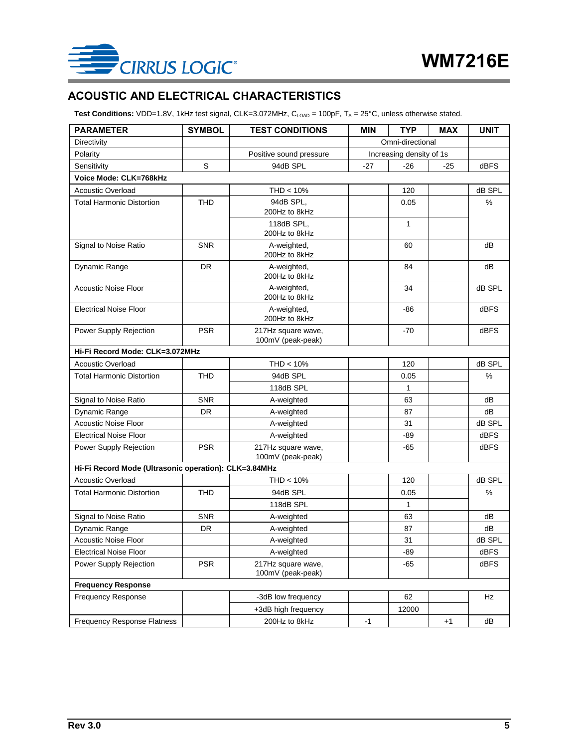## ACOUSTIC AND ELECTRICAL CHARACTERISTICS

**Test Conditions:** VDD=1.8V, 1kHz test signal, CLK=3.072MHz, $C_{LOAD}$ = 100pF, $T_A$ = 25°C, unless otherwise stated.

| PARAMETER | SYMBOL | TEST CONDITIONS | MIN | TYP | MAX | UNIT |
|---|---|---|---|---|---|---|
| Directivity | | | | Omni-directional | | |
| Polarity | | Positive sound pressure | | Increasing density of 1s | | |
| Sensitivity | S | 94dB SPL | -27 | -26 | -25 | dBFS |
| **Voice Mode: CLK=768kHz** | | | | | | |
| Acoustic Overload | | THD < 10% | | 120 | | dB SPL |
| Total Harmonic Distortion | THD | 94dB SPL, 200Hz to 8kHz | | 0.05 | | % |
| | | 118dB SPL, 200Hz to 8kHz | | 1 | | |
| Signal to Noise Ratio | SNR | A-weighted, 200Hz to 8kHz | | 60 | | dB |
| Dynamic Range | DR | A-weighted, 200Hz to 8kHz | | 84 | | dB |
| Acoustic Noise Floor | | A-weighted, 200Hz to 8kHz | | 34 | | dB SPL |
| Electrical Noise Floor | | A-weighted, 200Hz to 8kHz | | -86 | | dBFS |
| Power Supply Rejection | PSR | 217Hz square wave, 100mV (peak-peak) | | -70 | | dBFS |
| **Hi-Fi Record Mode: CLK=3.072MHz** | | | | | | |
| Acoustic Overload | | THD < 10% | | 120 | | dB SPL |
| Total Harmonic Distortion | THD | 94dB SPL | | 0.05 | | % |
| | | 118dB SPL | | 1 | | |
| Signal to Noise Ratio | SNR | A-weighted | | 63 | | dB |
| Dynamic Range | DR | A-weighted | | 87 | | dB |
| Acoustic Noise Floor | | A-weighted | | 31 | | dB SPL |
| Electrical Noise Floor | | A-weighted | | -89 | | dBFS |
| Power Supply Rejection | PSR | 217Hz square wave, 100mV (peak-peak) | | -65 | | dBFS |
| **Hi-Fi Record Mode (Ultrasonic operation): CLK=3.84MHz** | | | | | | |
| Acoustic Overload | | THD < 10% | | 120 | | dB SPL |
| Total Harmonic Distortion | THD | 94dB SPL | | 0.05 | | % |
| | | 118dB SPL | | 1 | | |
| Signal to Noise Ratio | SNR | A-weighted | | 63 | | dB |
| Dynamic Range | DR | A-weighted | | 87 | | dB |
| Acoustic Noise Floor | | A-weighted | | 31 | | dB SPL |
| Electrical Noise Floor | | A-weighted | | -89 | | dBFS |
| Power Supply Rejection | PSR | 217Hz square wave, 100mV (peak-peak) | | -65 | | dBFS |
| **Frequency Response** | | | | | | |
| Frequency Response | | -3dB low frequency | | 62 | | Hz |
| | | +3dB high frequency | | 12000 | | |
| Frequency Response Flatness | | 200Hz to 8kHz | -1 | | +1 | dB |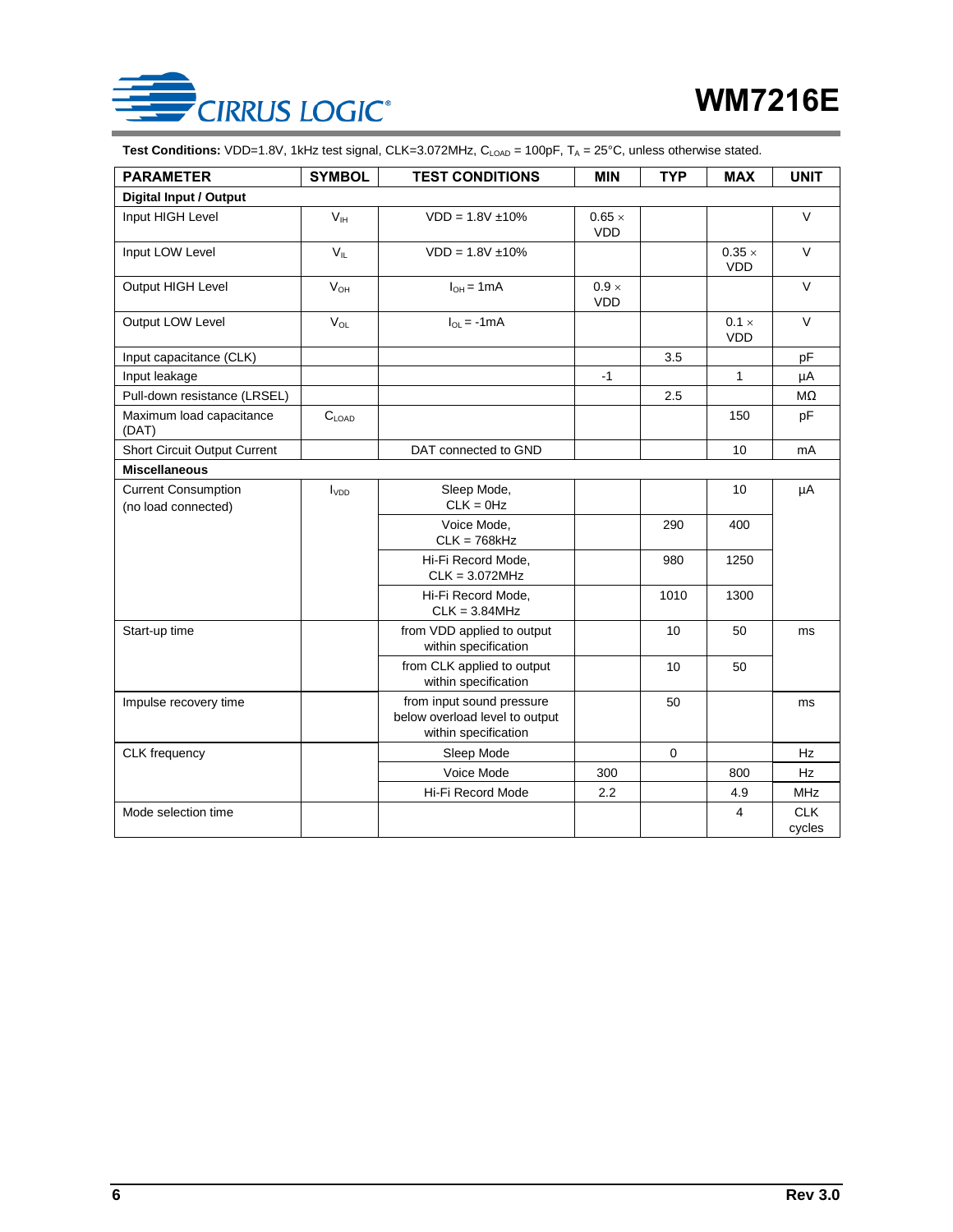**Test Conditions:** VDD=1.8V, 1kHz test signal, CLK=3.072MHz, $C_{LOAD}$ = 100pF, $T_A$ = 25°C, unless otherwise stated.

| PARAMETER | SYMBOL | TEST CONDITIONS | MIN | TYP | MAX | UNIT |
|---|---|---|---|---|---|---|
| **Digital Input / Output** | | | | | | |
| Input HIGH Level | $V_{IH}$ | VDD = 1.8V ±10% | 0.65 × VDD | | | V |
| Input LOW Level | $V_{IL}$ | VDD = 1.8V ±10% | | | 0.35 × VDD | V |
| Output HIGH Level | $V_{OH}$ | $I_{OH}$ = 1mA | 0.9 × VDD | | | V |
| Output LOW Level | $V_{OL}$ | $I_{OL}$ = -1mA | | | 0.1 × VDD | V |
| Input capacitance (CLK) | | | | 3.5 | | pF |
| Input leakage | | | -1 | | 1 | µA |
| Pull-down resistance (LRSEL) | | | | 2.5 | | MΩ |
| Maximum load capacitance (DAT) | $C_{LOAD}$ | | | | 150 | pF |
| Short Circuit Output Current | | DAT connected to GND | | | 10 | mA |
| **Miscellaneous** | | | | | | |
| Current Consumption (no load connected) | $I_{VDD}$ | Sleep Mode, CLK = 0Hz | | | 10 | µA |
| | | Voice Mode, CLK = 768kHz | | 290 | 400 | |
| | | Hi-Fi Record Mode, CLK = 3.072MHz | | 980 | 1250 | |
| | | Hi-Fi Record Mode, CLK = 3.84MHz | | 1010 | 1300 | |
| Start-up time | | from VDD applied to output within specification | | 10 | 50 | ms |
| | | from CLK applied to output within specification | | 10 | 50 | |
| Impulse recovery time | | from input sound pressure below overload level to output within specification | | 50 | | ms |
| CLK frequency | | Sleep Mode | | 0 | | Hz |
| | | Voice Mode | 300 | | 800 | Hz |
| | | Hi-Fi Record Mode | 2.2 | | 4.9 | MHz |
| Mode selection time | | | | | 4 | CLK cycles |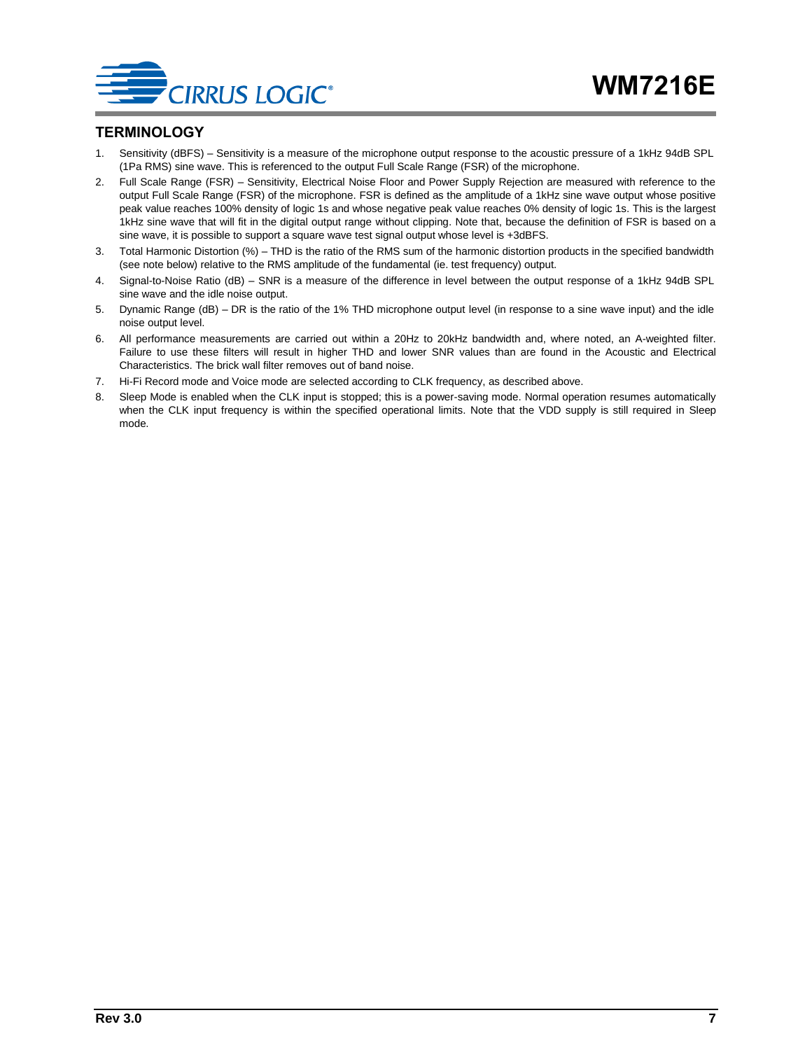## TERMINOLOGY

1. Sensitivity (dBFS) – Sensitivity is a measure of the microphone output response to the acoustic pressure of a 1kHz 94dB SPL (1Pa RMS) sine wave. This is referenced to the output Full Scale Range (FSR) of the microphone.
2. Full Scale Range (FSR) – Sensitivity, Electrical Noise Floor and Power Supply Rejection are measured with reference to the output Full Scale Range (FSR) of the microphone. FSR is defined as the amplitude of a 1kHz sine wave output whose positive peak value reaches 100% density of logic 1s and whose negative peak value reaches 0% density of logic 1s. This is the largest 1kHz sine wave that will fit in the digital output range without clipping. Note that, because the definition of FSR is based on a sine wave, it is possible to support a square wave test signal output whose level is +3dBFS.
3. Total Harmonic Distortion (%) – THD is the ratio of the RMS sum of the harmonic distortion products in the specified bandwidth (see note below) relative to the RMS amplitude of the fundamental (ie. test frequency) output.
4. Signal-to-Noise Ratio (dB) – SNR is a measure of the difference in level between the output response of a 1kHz 94dB SPL sine wave and the idle noise output.
5. Dynamic Range (dB) – DR is the ratio of the 1% THD microphone output level (in response to a sine wave input) and the idle noise output level.
6. All performance measurements are carried out within a 20Hz to 20kHz bandwidth and, where noted, an A-weighted filter. Failure to use these filters will result in higher THD and lower SNR values than are found in the Acoustic and Electrical Characteristics. The brick wall filter removes out of band noise.
7. Hi-Fi Record mode and Voice mode are selected according to CLK frequency, as described above.
8. Sleep Mode is enabled when the CLK input is stopped; this is a power-saving mode. Normal operation resumes automatically when the CLK input frequency is within the specified operational limits. Note that the VDD supply is still required in Sleep mode.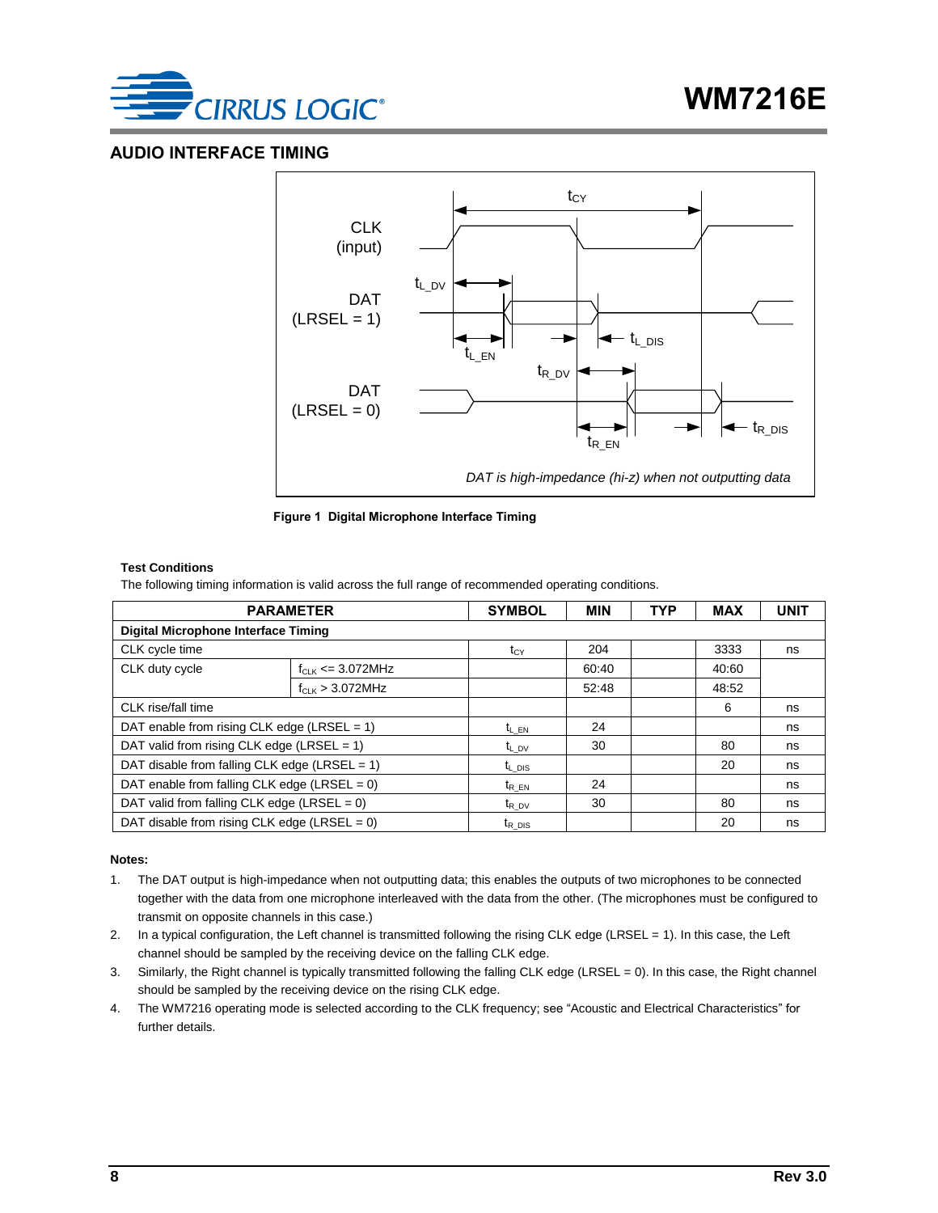## AUDIO INTERFACE TIMING

Figure 1 Digital Microphone Interface Timing

**Test Conditions**

The following timing information is valid across the full range of recommended operating conditions.

| PARAMETER | | SYMBOL | MIN | TYP | MAX | UNIT |
|---|---|---|---|---|---|---|
| **Digital Microphone Interface Timing** | | | | | | |
| CLK cycle time | | $t_{CY}$ | 204 | | 3333 | ns |
| CLK duty cycle | $f_{CLK}$ <= 3.072MHz | | 60:40 | | 40:60 | |
| | $f_{CLK}$ > 3.072MHz | | 52:48 | | 48:52 | |
| CLK rise/fall time | | | | | 6 | ns |
| DAT enable from rising CLK edge (LRSEL = 1) | | $t_{L\_EN}$ | 24 | | | ns |
| DAT valid from rising CLK edge (LRSEL = 1) | | $t_{L\_DV}$ | 30 | | 80 | ns |
| DAT disable from falling CLK edge (LRSEL = 1) | | $t_{L\_DIS}$ | | | 20 | ns |
| DAT enable from falling CLK edge (LRSEL = 0) | | $t_{R\_EN}$ | 24 | | | ns |
| DAT valid from falling CLK edge (LRSEL = 0) | | $t_{R\_DV}$ | 30 | | 80 | ns |
| DAT disable from rising CLK edge (LRSEL = 0) | | $t_{R\_DIS}$ | | | 20 | ns |

**Notes:**

1. The DAT output is high-impedance when not outputting data; this enables the outputs of two microphones to be connected together with the data from one microphone interleaved with the data from the other. (The microphones must be configured to transmit on opposite channels in this case.)
2. In a typical configuration, the Left channel is transmitted following the rising CLK edge (LRSEL = 1). In this case, the Left channel should be sampled by the receiving device on the falling CLK edge.
3. Similarly, the Right channel is typically transmitted following the falling CLK edge (LRSEL = 0). In this case, the Right channel should be sampled by the receiving device on the rising CLK edge.
4. The WM7216 operating mode is selected according to the CLK frequency; see "Acoustic and Electrical Characteristics" for further details.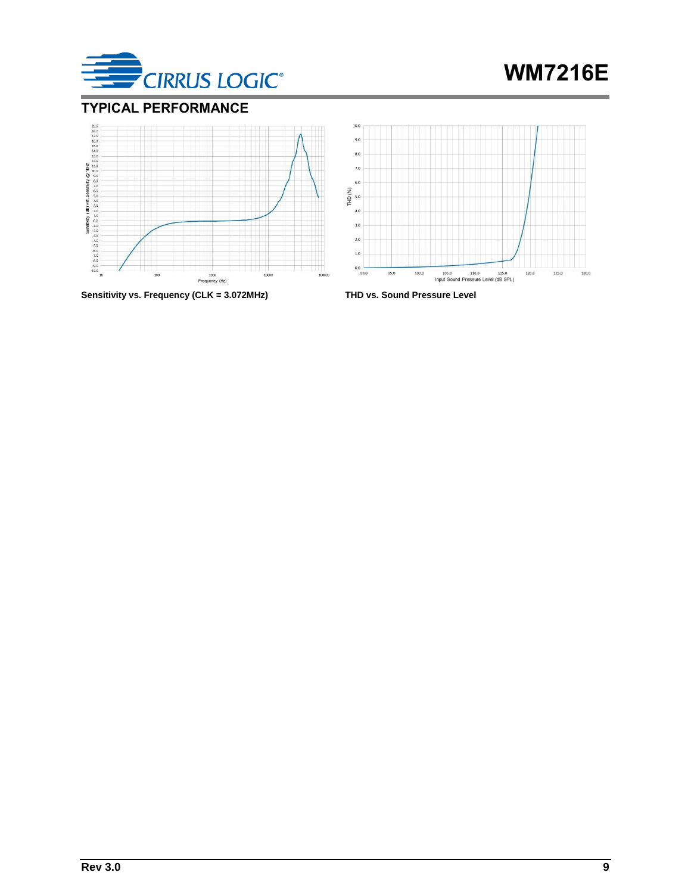## TYPICAL PERFORMANCE

Sensitivity vs. Frequency (CLK = 3.072MHz)

THD vs. Sound Pressure Level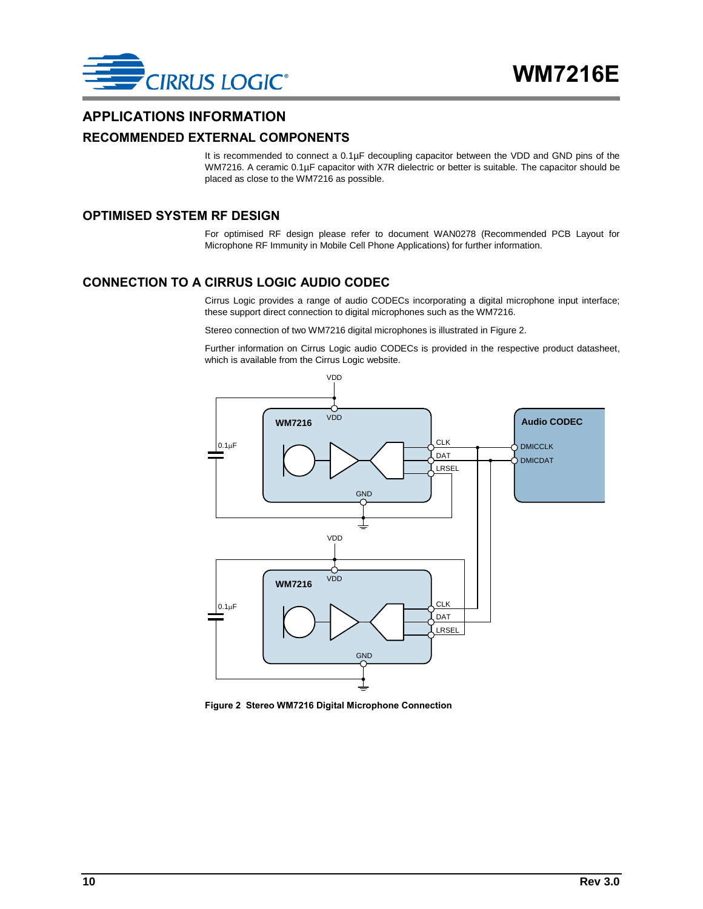## APPLICATIONS INFORMATION

### RECOMMENDED EXTERNAL COMPONENTS

It is recommended to connect a 0.1µF decoupling capacitor between the VDD and GND pins of the WM7216. A ceramic 0.1µF capacitor with X7R dielectric or better is suitable. The capacitor should be placed as close to the WM7216 as possible.

### OPTIMISED SYSTEM RF DESIGN

For optimised RF design please refer to document WAN0278 (Recommended PCB Layout for Microphone RF Immunity in Mobile Cell Phone Applications) for further information.

### CONNECTION TO A CIRRUS LOGIC AUDIO CODEC

Cirrus Logic provides a range of audio CODECs incorporating a digital microphone input interface; these support direct connection to digital microphones such as the WM7216.

Stereo connection of two WM7216 digital microphones is illustrated in Figure 2.

Further information on Cirrus Logic audio CODECs is provided in the respective product datasheet, which is available from the Cirrus Logic website.

**Figure 2 Stereo WM7216 Digital Microphone Connection**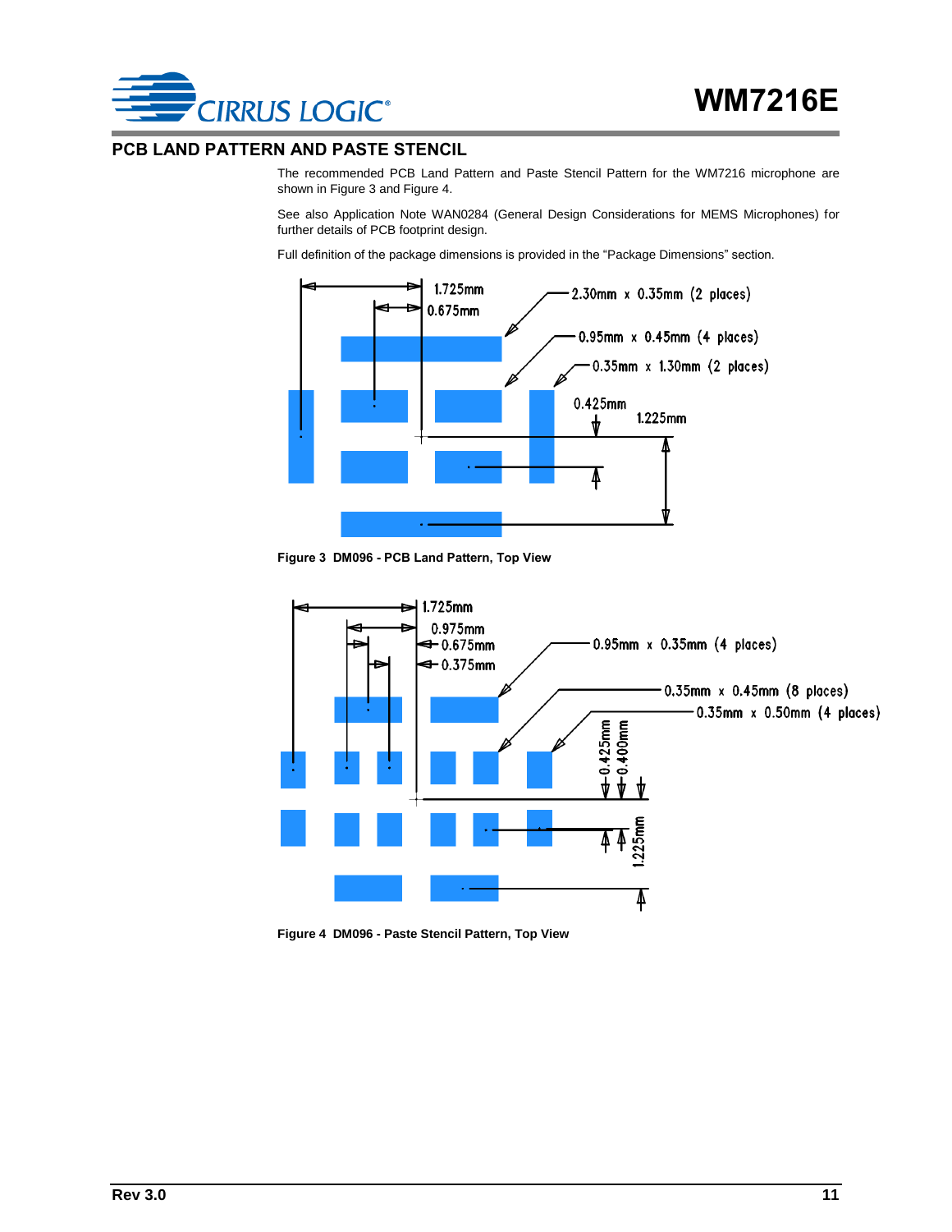## PCB LAND PATTERN AND PASTE STENCIL

The recommended PCB Land Pattern and Paste Stencil Pattern for the WM7216 microphone are shown in Figure 3 and Figure 4.

See also Application Note WAN0284 (General Design Considerations for MEMS Microphones) for further details of PCB footprint design.

Full definition of the package dimensions is provided in the “Package Dimensions” section.

**Figure 3 DM096 - PCB Land Pattern, Top View**

**Figure 4 DM096 - Paste Stencil Pattern, Top View**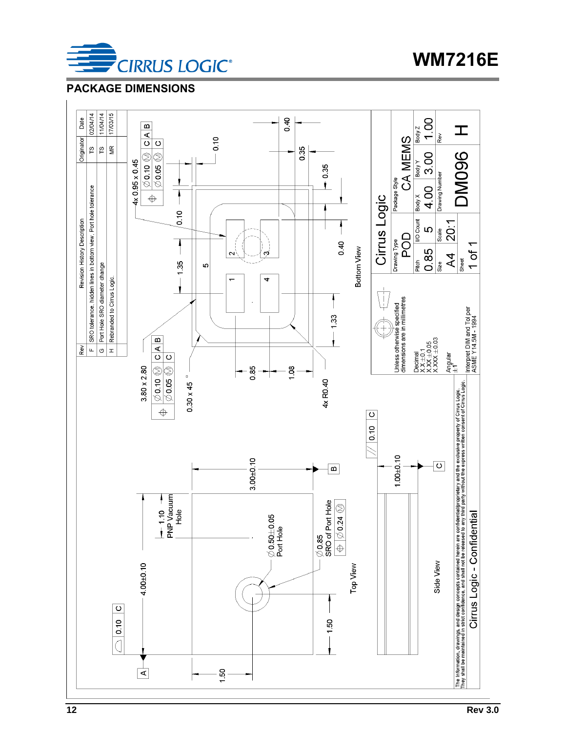## PACKAGE DIMENSIONS

| Rev | Revision History Description | Originator | Date |
|---|---|---|---|
| F | SRO tolerance, hidden lines in bottom view, Port hole tolerance | TS | 02/04/14 |
| G | Port Hole SRO diameter change | TS | 11/04/14 |
| H | Rebranded to Cirrus Logic. | MR | 17/03/15 |

**Top View**

- 4.00±0.10
- 3.00±0.10
- 1.50
- 1.50
- 1.10 PNP Vacuum Hole
- ∅0.50±0.05 Port Hole
- ∅0.85 SRO of Port Hole ⊕ ∅0.24 Ⓜ
- 0.10 C (profile of a surface)
- Datums A, B

**Side View**

- 1.00±0.10
- // 0.10 C
- Datum C

**Bottom View**

- 4x 0.95 x 0.45 ⊕ ∅0.10 Ⓜ C A B / ∅0.05 Ⓜ C
- 3.80 x 2.80 ⊕ ∅0.10 Ⓜ C A B / ∅0.05 Ⓜ C
- 0.30 x 45°
- 4x R0.40
- 0.10, 1.35, 0.10, 0.40, 0.35, 0.35, 0.40, 1.33, 0.85, 1.08
- Pads: 1, 2, 3, 4, 5

Unless otherwise specified dimensions are in millimetres

Decimal
X.X ±0.1
X.XX ±0.05
X.XXX ±0.03

Angular
±1°

Interpret DIM and Tol per ASME Y14.5M - 1994

| Cirrus Logic | | | |
|---|---|---|---|
| Drawing Type: POD | Package Style: CA MEMS | | |
| Pitch: 0.85 | I/O Count: 5 | Body X: 4.00 | Body Y: 3.00 | Body Z: 1.00 |
| Size: A4 | Scale: 20:1 | Drawing Number: DM096 | Rev: H |
| Sheet: 1 of 1 | | | |

The information, drawings, and design concepts contained herein are confidential/proprietary and the exclusive property of Cirrus Logic. They shall be maintained in strict confidence, and shall not be released to any third party without the express written consent of Cirrus Logic.

Cirrus Logic - Confidential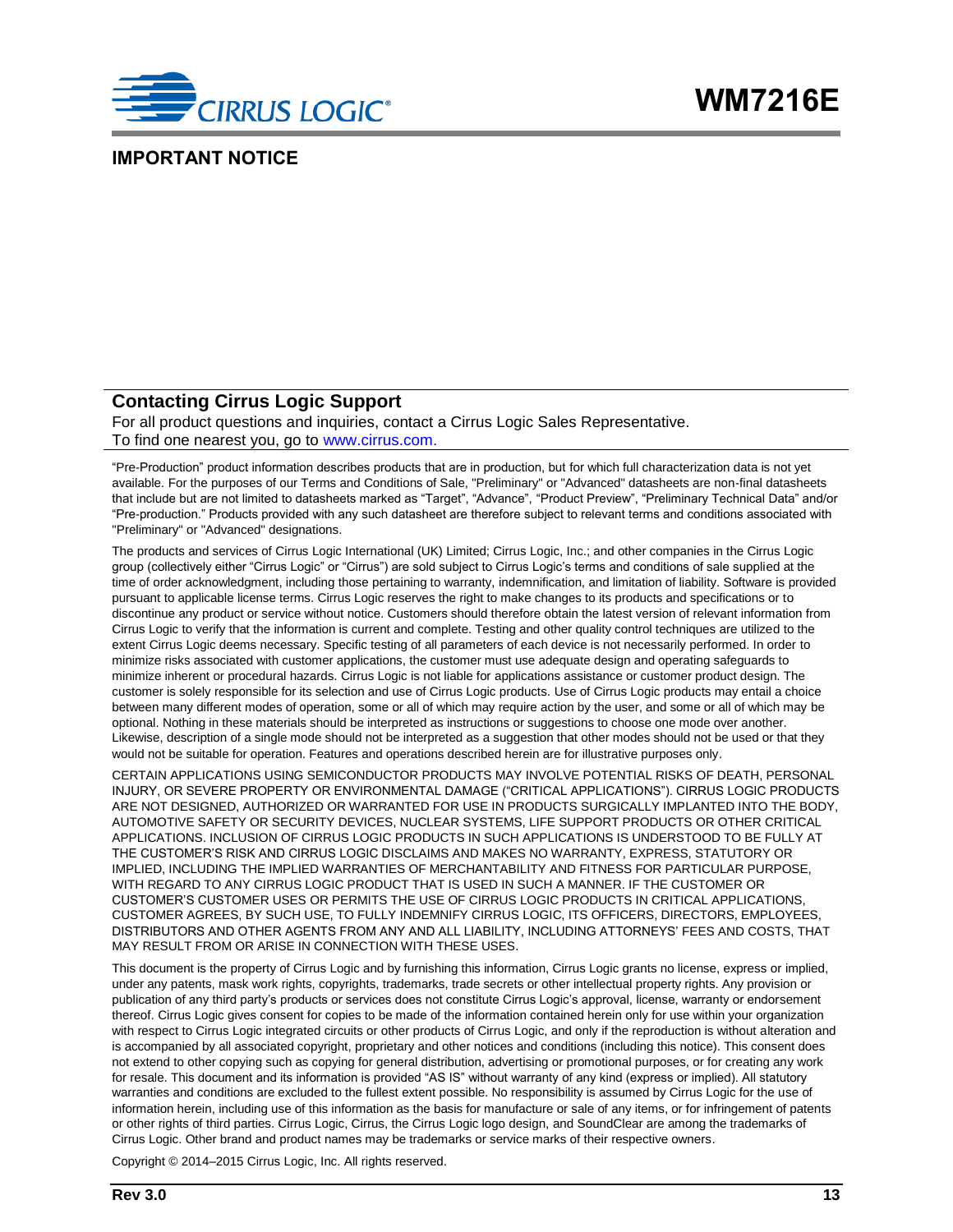## IMPORTANT NOTICE

### Contacting Cirrus Logic Support

For all product questions and inquiries, contact a Cirrus Logic Sales Representative.
To find one nearest you, go to www.cirrus.com.

"Pre-Production" product information describes products that are in production, but for which full characterization data is not yet available. For the purposes of our Terms and Conditions of Sale, "Preliminary" or "Advanced" datasheets are non-final datasheets that include but are not limited to datasheets marked as "Target", "Advance", "Product Preview", "Preliminary Technical Data" and/or "Pre-production." Products provided with any such datasheet are therefore subject to relevant terms and conditions associated with "Preliminary" or "Advanced" designations.

The products and services of Cirrus Logic International (UK) Limited; Cirrus Logic, Inc.; and other companies in the Cirrus Logic group (collectively either "Cirrus Logic" or "Cirrus") are sold subject to Cirrus Logic's terms and conditions of sale supplied at the time of order acknowledgment, including those pertaining to warranty, indemnification, and limitation of liability. Software is provided pursuant to applicable license terms. Cirrus Logic reserves the right to make changes to its products and specifications or to discontinue any product or service without notice. Customers should therefore obtain the latest version of relevant information from Cirrus Logic to verify that the information is current and complete. Testing and other quality control techniques are utilized to the extent Cirrus Logic deems necessary. Specific testing of all parameters of each device is not necessarily performed. In order to minimize risks associated with customer applications, the customer must use adequate design and operating safeguards to minimize inherent or procedural hazards. Cirrus Logic is not liable for applications assistance or customer product design. The customer is solely responsible for its selection and use of Cirrus Logic products. Use of Cirrus Logic products may entail a choice between many different modes of operation, some or all of which may require action by the user, and some or all of which may be optional. Nothing in these materials should be interpreted as instructions or suggestions to choose one mode over another. Likewise, description of a single mode should not be interpreted as a suggestion that other modes should not be used or that they would not be suitable for operation. Features and operations described herein are for illustrative purposes only.

CERTAIN APPLICATIONS USING SEMICONDUCTOR PRODUCTS MAY INVOLVE POTENTIAL RISKS OF DEATH, PERSONAL INJURY, OR SEVERE PROPERTY OR ENVIRONMENTAL DAMAGE ("CRITICAL APPLICATIONS"). CIRRUS LOGIC PRODUCTS ARE NOT DESIGNED, AUTHORIZED OR WARRANTED FOR USE IN PRODUCTS SURGICALLY IMPLANTED INTO THE BODY, AUTOMOTIVE SAFETY OR SECURITY DEVICES, NUCLEAR SYSTEMS, LIFE SUPPORT PRODUCTS OR OTHER CRITICAL APPLICATIONS. INCLUSION OF CIRRUS LOGIC PRODUCTS IN SUCH APPLICATIONS IS UNDERSTOOD TO BE FULLY AT THE CUSTOMER'S RISK AND CIRRUS LOGIC DISCLAIMS AND MAKES NO WARRANTY, EXPRESS, STATUTORY OR IMPLIED, INCLUDING THE IMPLIED WARRANTIES OF MERCHANTABILITY AND FITNESS FOR PARTICULAR PURPOSE, WITH REGARD TO ANY CIRRUS LOGIC PRODUCT THAT IS USED IN SUCH A MANNER. IF THE CUSTOMER OR CUSTOMER'S CUSTOMER USES OR PERMITS THE USE OF CIRRUS LOGIC PRODUCTS IN CRITICAL APPLICATIONS, CUSTOMER AGREES, BY SUCH USE, TO FULLY INDEMNIFY CIRRUS LOGIC, ITS OFFICERS, DIRECTORS, EMPLOYEES, DISTRIBUTORS AND OTHER AGENTS FROM ANY AND ALL LIABILITY, INCLUDING ATTORNEYS' FEES AND COSTS, THAT MAY RESULT FROM OR ARISE IN CONNECTION WITH THESE USES.

This document is the property of Cirrus Logic and by furnishing this information, Cirrus Logic grants no license, express or implied, under any patents, mask work rights, copyrights, trademarks, trade secrets or other intellectual property rights. Any provision or publication of any third party's products or services does not constitute Cirrus Logic's approval, license, warranty or endorsement thereof. Cirrus Logic gives consent for copies to be made of the information contained herein only for use within your organization with respect to Cirrus Logic integrated circuits or other products of Cirrus Logic, and only if the reproduction is without alteration and is accompanied by all associated copyright, proprietary and other notices and conditions (including this notice). This consent does not extend to other copying such as copying for general distribution, advertising or promotional purposes, or for creating any work for resale. This document and its information is provided "AS IS" without warranty of any kind (express or implied). All statutory warranties and conditions are excluded to the fullest extent possible. No responsibility is assumed by Cirrus Logic for the use of information herein, including use of this information as the basis for manufacture or sale of any items, or for infringement of patents or other rights of third parties. Cirrus Logic, Cirrus, the Cirrus Logic logo design, and SoundClear are among the trademarks of Cirrus Logic. Other brand and product names may be trademarks or service marks of their respective owners.

Copyright © 2014–2015 Cirrus Logic, Inc. All rights reserved.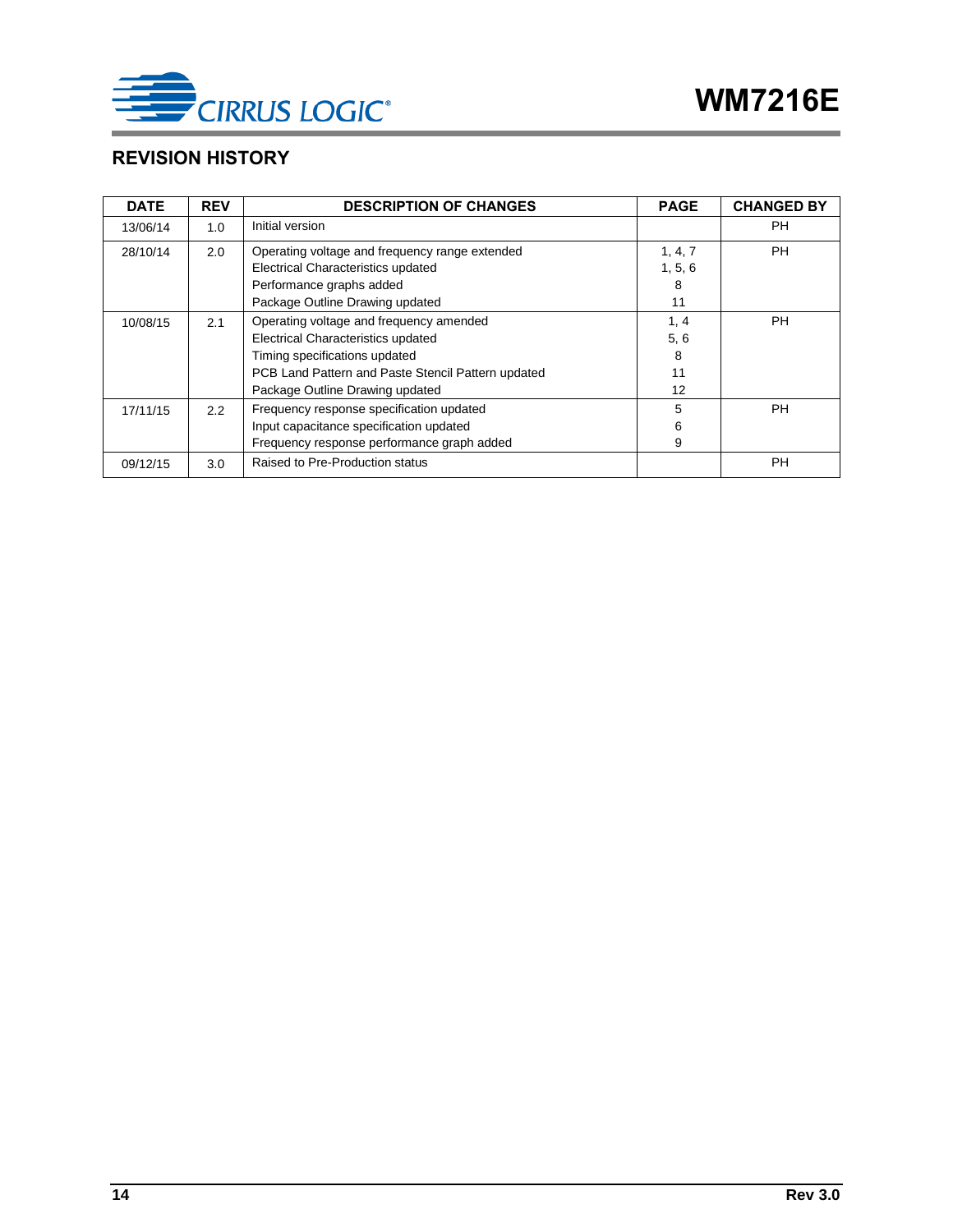## REVISION HISTORY

| DATE | REV | DESCRIPTION OF CHANGES | PAGE | CHANGED BY |
|---|---|---|---|---|
| 13/06/14 | 1.0 | Initial version | | PH |
| 28/10/14 | 2.0 | Operating voltage and frequency range extended<br>Electrical Characteristics updated<br>Performance graphs added<br>Package Outline Drawing updated | 1, 4, 7<br>1, 5, 6<br>8<br>11 | PH |
| 10/08/15 | 2.1 | Operating voltage and frequency amended<br>Electrical Characteristics updated<br>Timing specifications updated<br>PCB Land Pattern and Paste Stencil Pattern updated<br>Package Outline Drawing updated | 1, 4<br>5, 6<br>8<br>11<br>12 | PH |
| 17/11/15 | 2.2 | Frequency response specification updated<br>Input capacitance specification updated<br>Frequency response performance graph added | 5<br>6<br>9 | PH |
| 09/12/15 | 3.0 | Raised to Pre-Production status | | PH |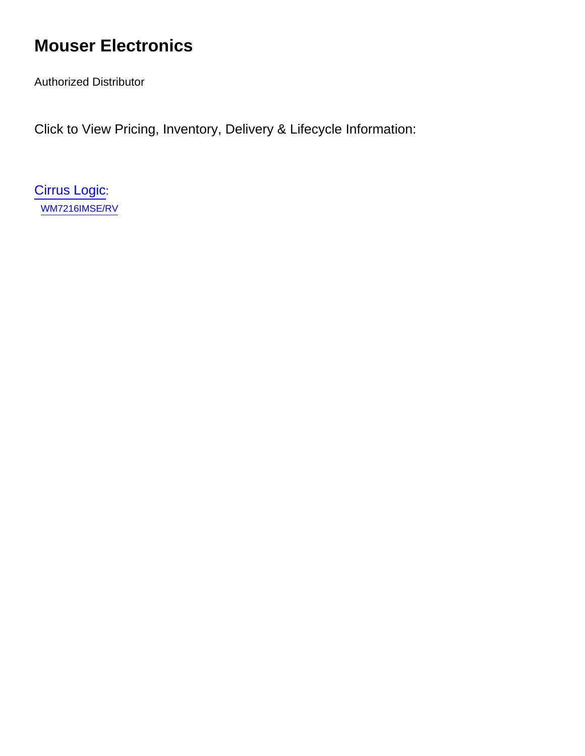# Mouser Electronics

Authorized Distributor

Click to View Pricing, Inventory, Delivery & Lifecycle Information:

Cirrus Logic:

WM7216IMSE/RV